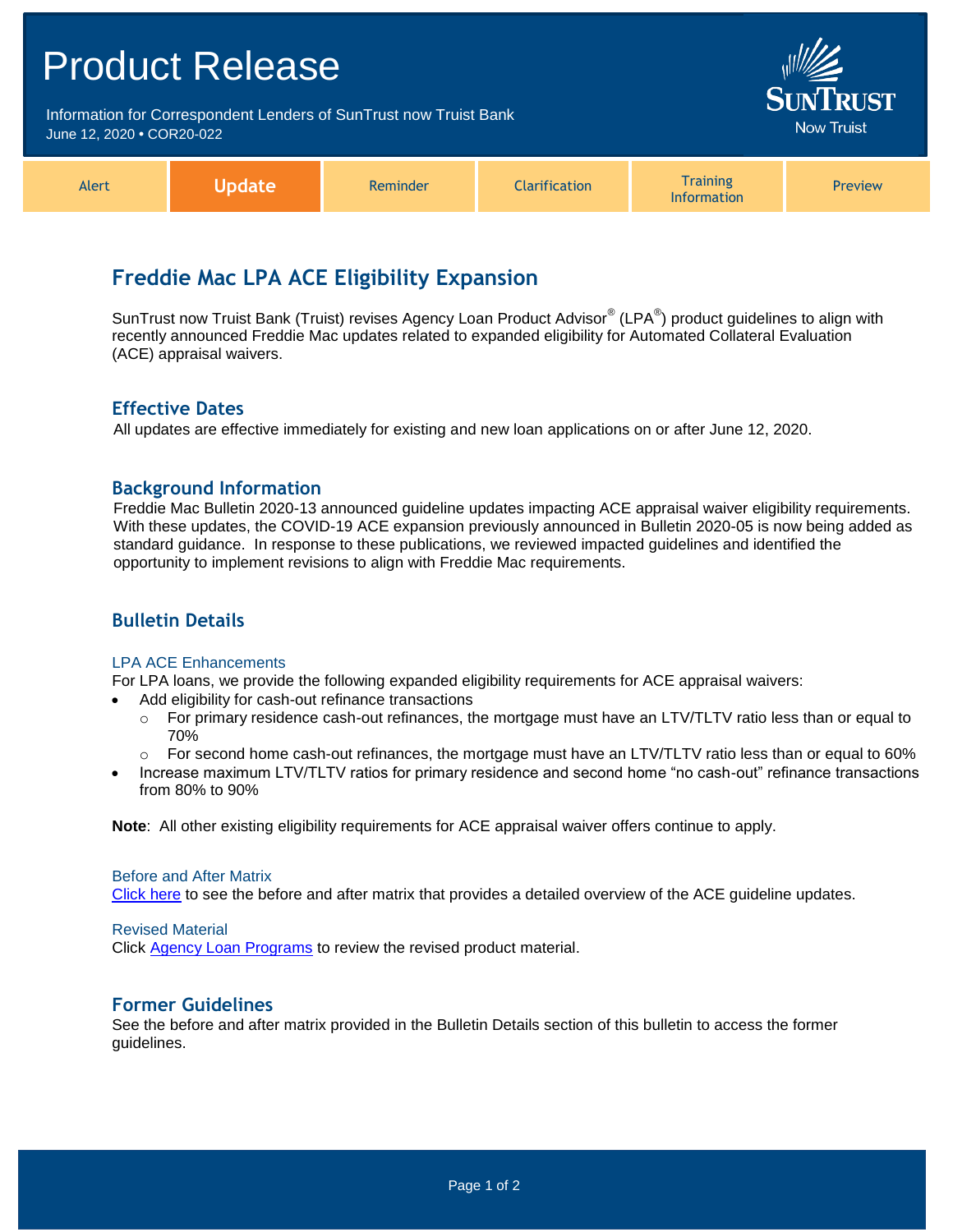# Product Release

Information for Correspondent Lenders of SunTrust now Truist Bank
June 12, 2020 • COR20-022

SunTrust Now Truist

| Alert | **Update** | Reminder | Clarification | Training Information | Preview |
|---|---|---|---|---|---|

## Freddie Mac LPA ACE Eligibility Expansion

SunTrust now Truist Bank (Truist) revises Agency Loan Product Advisor® (LPA®) product guidelines to align with recently announced Freddie Mac updates related to expanded eligibility for Automated Collateral Evaluation (ACE) appraisal waivers.

### Effective Dates

All updates are effective immediately for existing and new loan applications on or after June 12, 2020.

### Background Information

Freddie Mac Bulletin 2020-13 announced guideline updates impacting ACE appraisal waiver eligibility requirements. With these updates, the COVID-19 ACE expansion previously announced in Bulletin 2020-05 is now being added as standard guidance. In response to these publications, we reviewed impacted guidelines and identified the opportunity to implement revisions to align with Freddie Mac requirements.

### Bulletin Details

#### LPA ACE Enhancements

For LPA loans, we provide the following expanded eligibility requirements for ACE appraisal waivers:

- Add eligibility for cash-out refinance transactions
  - For primary residence cash-out refinances, the mortgage must have an LTV/TLTV ratio less than or equal to 70%
  - For second home cash-out refinances, the mortgage must have an LTV/TLTV ratio less than or equal to 60%
- Increase maximum LTV/TLTV ratios for primary residence and second home "no cash-out" refinance transactions from 80% to 90%

**Note**: All other existing eligibility requirements for ACE appraisal waiver offers continue to apply.

#### Before and After Matrix

Click here to see the before and after matrix that provides a detailed overview of the ACE guideline updates.

#### Revised Material

Click Agency Loan Programs to review the revised product material.

### Former Guidelines

See the before and after matrix provided in the Bulletin Details section of this bulletin to access the former guidelines.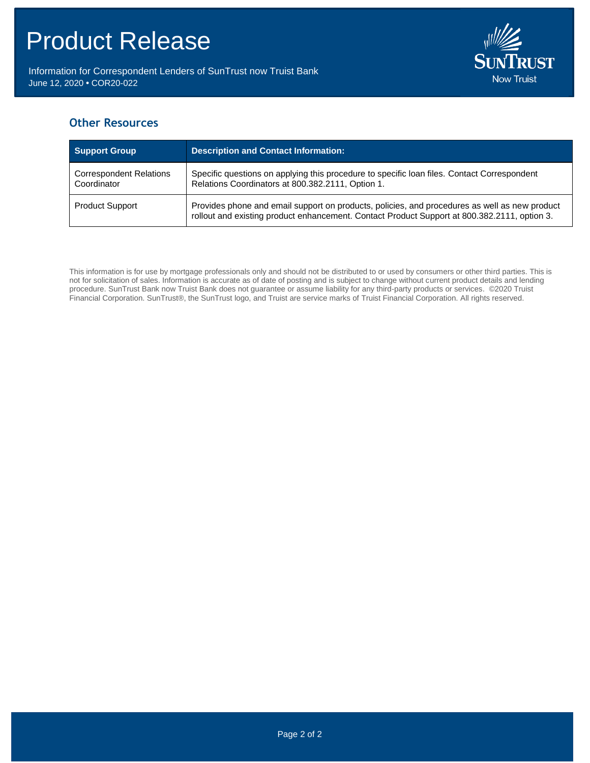## Other Resources

| Support Group | Description and Contact Information: |
| --- | --- |
| Correspondent Relations Coordinator | Specific questions on applying this procedure to specific loan files. Contact Correspondent Relations Coordinators at 800.382.2111, Option 1. |
| Product Support | Provides phone and email support on products, policies, and procedures as well as new product rollout and existing product enhancement. Contact Product Support at 800.382.2111, option 3. |

This information is for use by mortgage professionals only and should not be distributed to or used by consumers or other third parties. This is not for solicitation of sales. Information is accurate as of date of posting and is subject to change without current product details and lending procedure. SunTrust Bank now Truist Bank does not guarantee or assume liability for any third-party products or services. ©2020 Truist Financial Corporation. SunTrust®, the SunTrust logo, and Truist are service marks of Truist Financial Corporation. All rights reserved.